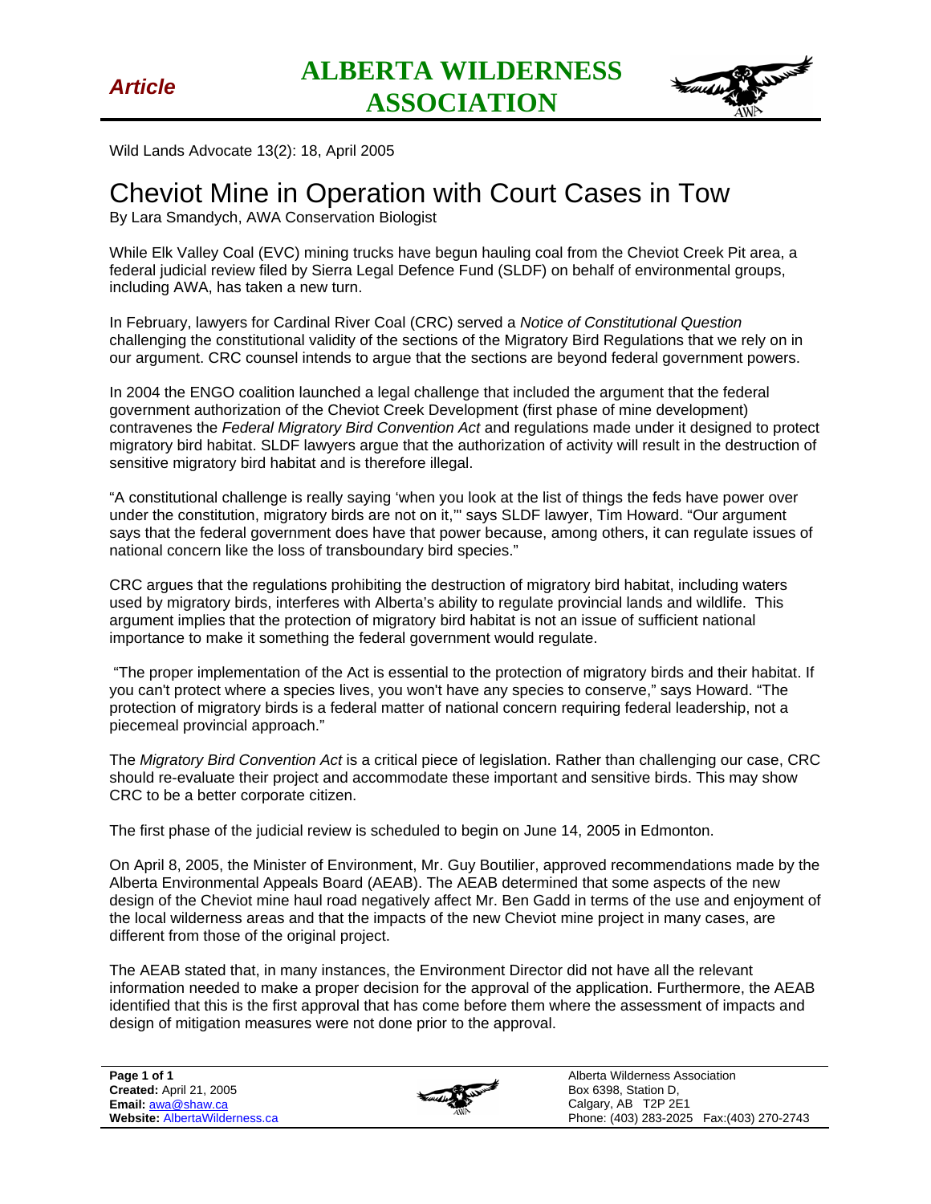*Article*

**ALBERTA WILDERNESS ASSOCIATION**

Wild Lands Advocate 13(2): 18, April 2005

# Cheviot Mine in Operation with Court Cases in Tow

By Lara Smandych, AWA Conservation Biologist

While Elk Valley Coal (EVC) mining trucks have begun hauling coal from the Cheviot Creek Pit area, a federal judicial review filed by Sierra Legal Defence Fund (SLDF) on behalf of environmental groups, including AWA, has taken a new turn.

In February, lawyers for Cardinal River Coal (CRC) served a *Notice of Constitutional Question* challenging the constitutional validity of the sections of the Migratory Bird Regulations that we rely on in our argument. CRC counsel intends to argue that the sections are beyond federal government powers.

In 2004 the ENGO coalition launched a legal challenge that included the argument that the federal government authorization of the Cheviot Creek Development (first phase of mine development) contravenes the *Federal Migratory Bird Convention Act* and regulations made under it designed to protect migratory bird habitat. SLDF lawyers argue that the authorization of activity will result in the destruction of sensitive migratory bird habitat and is therefore illegal.

"A constitutional challenge is really saying 'when you look at the list of things the feds have power over under the constitution, migratory birds are not on it,'" says SLDF lawyer, Tim Howard. "Our argument says that the federal government does have that power because, among others, it can regulate issues of national concern like the loss of transboundary bird species."

CRC argues that the regulations prohibiting the destruction of migratory bird habitat, including waters used by migratory birds, interferes with Alberta's ability to regulate provincial lands and wildlife. This argument implies that the protection of migratory bird habitat is not an issue of sufficient national importance to make it something the federal government would regulate.

"The proper implementation of the Act is essential to the protection of migratory birds and their habitat. If you can't protect where a species lives, you won't have any species to conserve," says Howard. "The protection of migratory birds is a federal matter of national concern requiring federal leadership, not a piecemeal provincial approach."

The *Migratory Bird Convention Act* is a critical piece of legislation. Rather than challenging our case, CRC should re-evaluate their project and accommodate these important and sensitive birds. This may show CRC to be a better corporate citizen.

The first phase of the judicial review is scheduled to begin on June 14, 2005 in Edmonton.

On April 8, 2005, the Minister of Environment, Mr. Guy Boutilier, approved recommendations made by the Alberta Environmental Appeals Board (AEAB). The AEAB determined that some aspects of the new design of the Cheviot mine haul road negatively affect Mr. Ben Gadd in terms of the use and enjoyment of the local wilderness areas and that the impacts of the new Cheviot mine project in many cases, are different from those of the original project.

The AEAB stated that, in many instances, the Environment Director did not have all the relevant information needed to make a proper decision for the approval of the application. Furthermore, the AEAB identified that this is the first approval that has come before them where the assessment of impacts and design of mitigation measures were not done prior to the approval.

**Created:** April 21, 2005
**Email:** awa@shaw.ca
**Website:** AlbertaWilderness.ca

Alberta Wilderness Association
Box 6398, Station D,
Calgary, AB T2P 2E1
Phone: (403) 283-2025 Fax:(403) 270-2743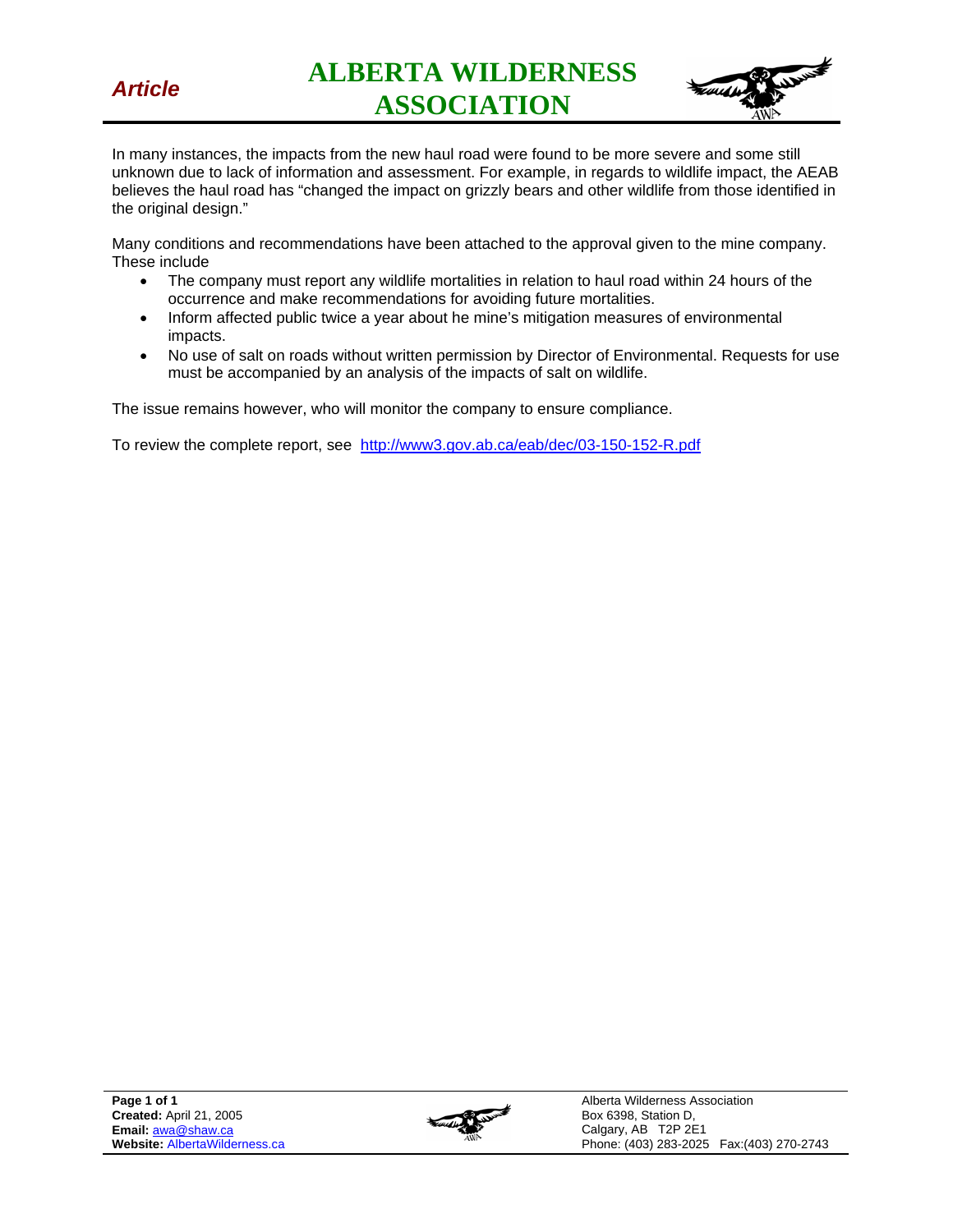In many instances, the impacts from the new haul road were found to be more severe and some still unknown due to lack of information and assessment. For example, in regards to wildlife impact, the AEAB believes the haul road has "changed the impact on grizzly bears and other wildlife from those identified in the original design."

Many conditions and recommendations have been attached to the approval given to the mine company. These include

- The company must report any wildlife mortalities in relation to haul road within 24 hours of the occurrence and make recommendations for avoiding future mortalities.
- Inform affected public twice a year about he mine's mitigation measures of environmental impacts.
- No use of salt on roads without written permission by Director of Environmental. Requests for use must be accompanied by an analysis of the impacts of salt on wildlife.

The issue remains however, who will monitor the company to ensure compliance.

To review the complete report, see http://www3.gov.ab.ca/eab/dec/03-150-152-R.pdf